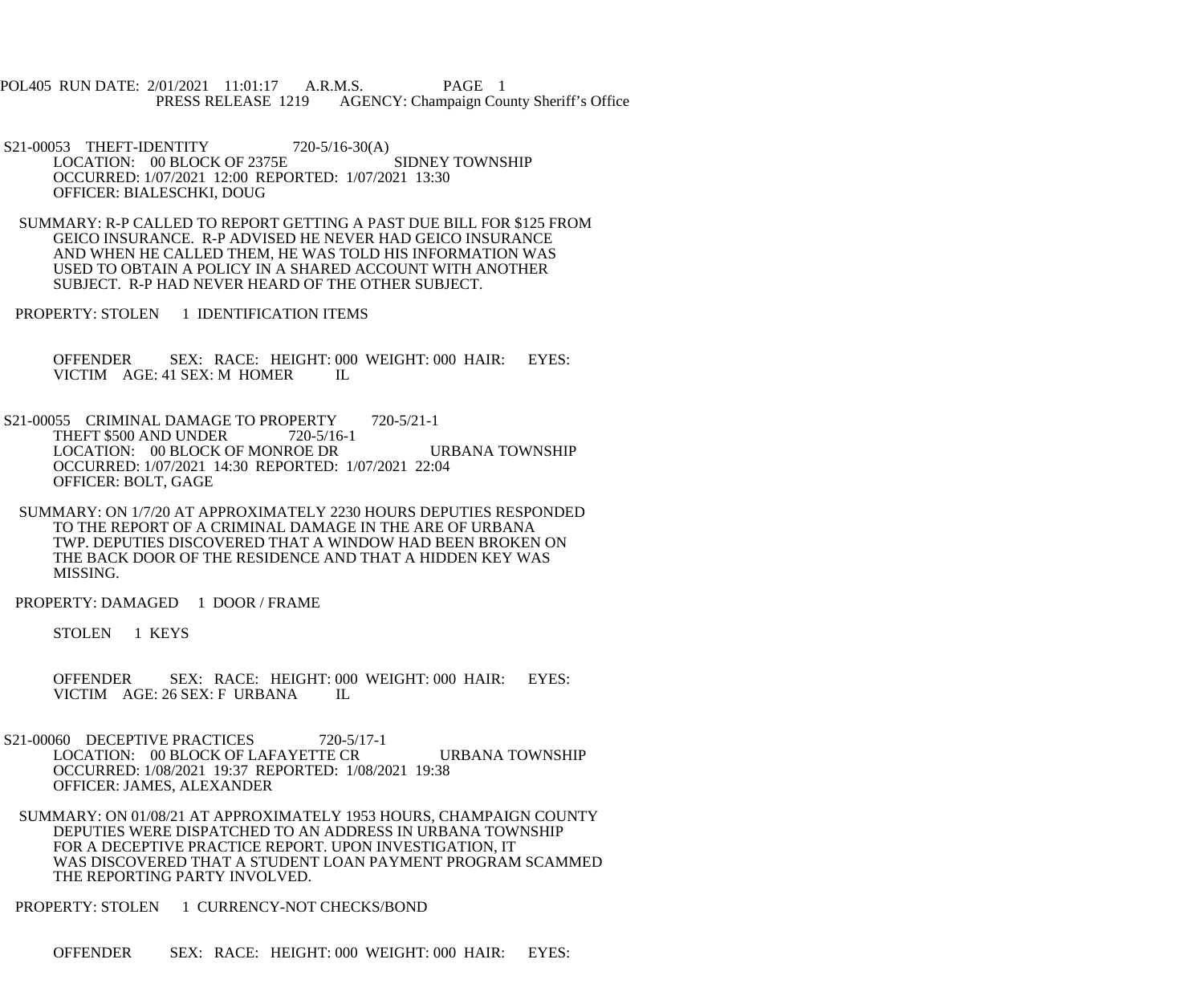POL405 RUN DATE: 2/01/2021 11:01:17 A.R.M.S. PAGE 1
PRESS RELEASE 1219 AGENCY: Champaign County Sheriff's Office

S21-00053 THEFT-IDENTITY 720-5/16-30(A)
LOCATION: 00 BLOCK OF 2375E SIDNEY TOWNSHIP
OCCURRED: 1/07/2021 12:00 REPORTED: 1/07/2021 13:30
OFFICER: BIALESCHKI, DOUG

SUMMARY: R-P CALLED TO REPORT GETTING A PAST DUE BILL FOR $125 FROM GEICO INSURANCE. R-P ADVISED HE NEVER HAD GEICO INSURANCE AND WHEN HE CALLED THEM, HE WAS TOLD HIS INFORMATION WAS USED TO OBTAIN A POLICY IN A SHARED ACCOUNT WITH ANOTHER SUBJECT. R-P HAD NEVER HEARD OF THE OTHER SUBJECT.

PROPERTY: STOLEN 1 IDENTIFICATION ITEMS

OFFENDER SEX: RACE: HEIGHT: 000 WEIGHT: 000 HAIR: EYES:
VICTIM AGE: 41 SEX: M HOMER IL

S21-00055 CRIMINAL DAMAGE TO PROPERTY 720-5/21-1
THEFT $500 AND UNDER 720-5/16-1
LOCATION: 00 BLOCK OF MONROE DR URBANA TOWNSHIP
OCCURRED: 1/07/2021 14:30 REPORTED: 1/07/2021 22:04
OFFICER: BOLT, GAGE

SUMMARY: ON 1/7/20 AT APPROXIMATELY 2230 HOURS DEPUTIES RESPONDED TO THE REPORT OF A CRIMINAL DAMAGE IN THE ARE OF URBANA TWP. DEPUTIES DISCOVERED THAT A WINDOW HAD BEEN BROKEN ON THE BACK DOOR OF THE RESIDENCE AND THAT A HIDDEN KEY WAS MISSING.

PROPERTY: DAMAGED 1 DOOR / FRAME

STOLEN 1 KEYS

OFFENDER SEX: RACE: HEIGHT: 000 WEIGHT: 000 HAIR: EYES:
VICTIM AGE: 26 SEX: F URBANA IL

S21-00060 DECEPTIVE PRACTICES 720-5/17-1
LOCATION: 00 BLOCK OF LAFAYETTE CR URBANA TOWNSHIP
OCCURRED: 1/08/2021 19:37 REPORTED: 1/08/2021 19:38
OFFICER: JAMES, ALEXANDER

SUMMARY: ON 01/08/21 AT APPROXIMATELY 1953 HOURS, CHAMPAIGN COUNTY DEPUTIES WERE DISPATCHED TO AN ADDRESS IN URBANA TOWNSHIP FOR A DECEPTIVE PRACTICE REPORT. UPON INVESTIGATION, IT WAS DISCOVERED THAT A STUDENT LOAN PAYMENT PROGRAM SCAMMED THE REPORTING PARTY INVOLVED.

PROPERTY: STOLEN 1 CURRENCY-NOT CHECKS/BOND

OFFENDER SEX: RACE: HEIGHT: 000 WEIGHT: 000 HAIR: EYES: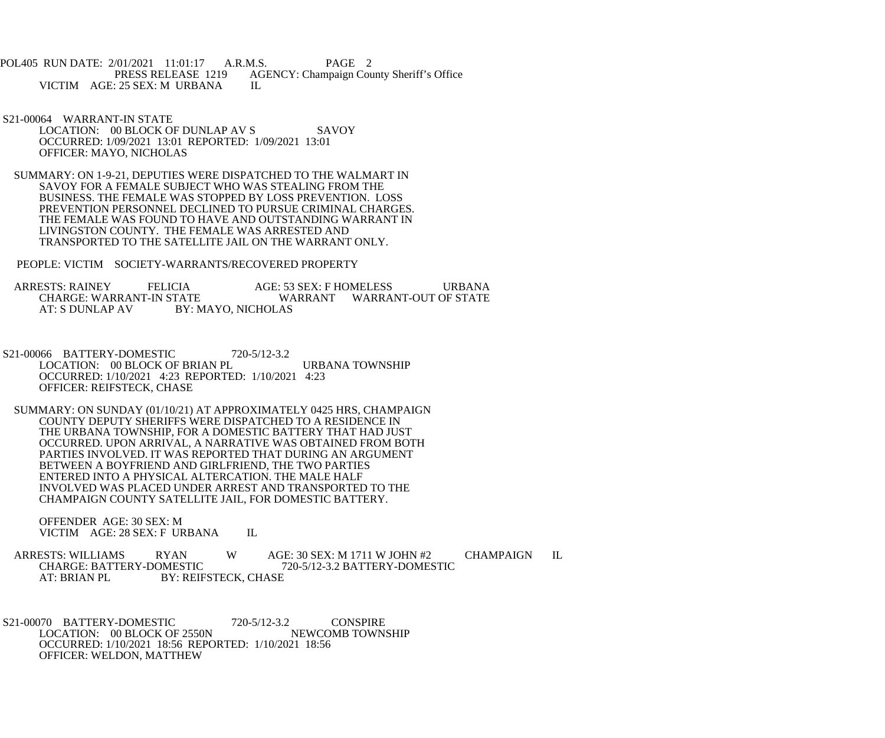VICTIM AGE: 25 SEX: M URBANA IL

S21-00064 WARRANT-IN STATE
LOCATION: 00 BLOCK OF DUNLAP AV S SAVOY
OCCURRED: 1/09/2021 13:01 REPORTED: 1/09/2021 13:01
OFFICER: MAYO, NICHOLAS

SUMMARY: ON 1-9-21, DEPUTIES WERE DISPATCHED TO THE WALMART IN SAVOY FOR A FEMALE SUBJECT WHO WAS STEALING FROM THE BUSINESS. THE FEMALE WAS STOPPED BY LOSS PREVENTION. LOSS PREVENTION PERSONNEL DECLINED TO PURSUE CRIMINAL CHARGES. THE FEMALE WAS FOUND TO HAVE AND OUTSTANDING WARRANT IN LIVINGSTON COUNTY. THE FEMALE WAS ARRESTED AND TRANSPORTED TO THE SATELLITE JAIL ON THE WARRANT ONLY.

PEOPLE: VICTIM SOCIETY-WARRANTS/RECOVERED PROPERTY

ARRESTS: RAINEY FELICIA AGE: 53 SEX: F HOMELESS URBANA
CHARGE: WARRANT-IN STATE WARRANT WARRANT-OUT OF STATE
AT: S DUNLAP AV BY: MAYO, NICHOLAS

S21-00066 BATTERY-DOMESTIC 720-5/12-3.2
LOCATION: 00 BLOCK OF BRIAN PL URBANA TOWNSHIP
OCCURRED: 1/10/2021 4:23 REPORTED: 1/10/2021 4:23
OFFICER: REIFSTECK, CHASE

SUMMARY: ON SUNDAY (01/10/21) AT APPROXIMATELY 0425 HRS, CHAMPAIGN COUNTY DEPUTY SHERIFFS WERE DISPATCHED TO A RESIDENCE IN THE URBANA TOWNSHIP, FOR A DOMESTIC BATTERY THAT HAD JUST OCCURRED. UPON ARRIVAL, A NARRATIVE WAS OBTAINED FROM BOTH PARTIES INVOLVED. IT WAS REPORTED THAT DURING AN ARGUMENT BETWEEN A BOYFRIEND AND GIRLFRIEND, THE TWO PARTIES ENTERED INTO A PHYSICAL ALTERCATION. THE MALE HALF INVOLVED WAS PLACED UNDER ARREST AND TRANSPORTED TO THE CHAMPAIGN COUNTY SATELLITE JAIL, FOR DOMESTIC BATTERY.

OFFENDER AGE: 30 SEX: M
VICTIM AGE: 28 SEX: F URBANA IL

ARRESTS: WILLIAMS RYAN W AGE: 30 SEX: M 1711 W JOHN #2 CHAMPAIGN IL
CHARGE: BATTERY-DOMESTIC 720-5/12-3.2 BATTERY-DOMESTIC
AT: BRIAN PL BY: REIFSTECK, CHASE

S21-00070 BATTERY-DOMESTIC 720-5/12-3.2 CONSPIRE
LOCATION: 00 BLOCK OF 2550N NEWCOMB TOWNSHIP
OCCURRED: 1/10/2021 18:56 REPORTED: 1/10/2021 18:56
OFFICER: WELDON, MATTHEW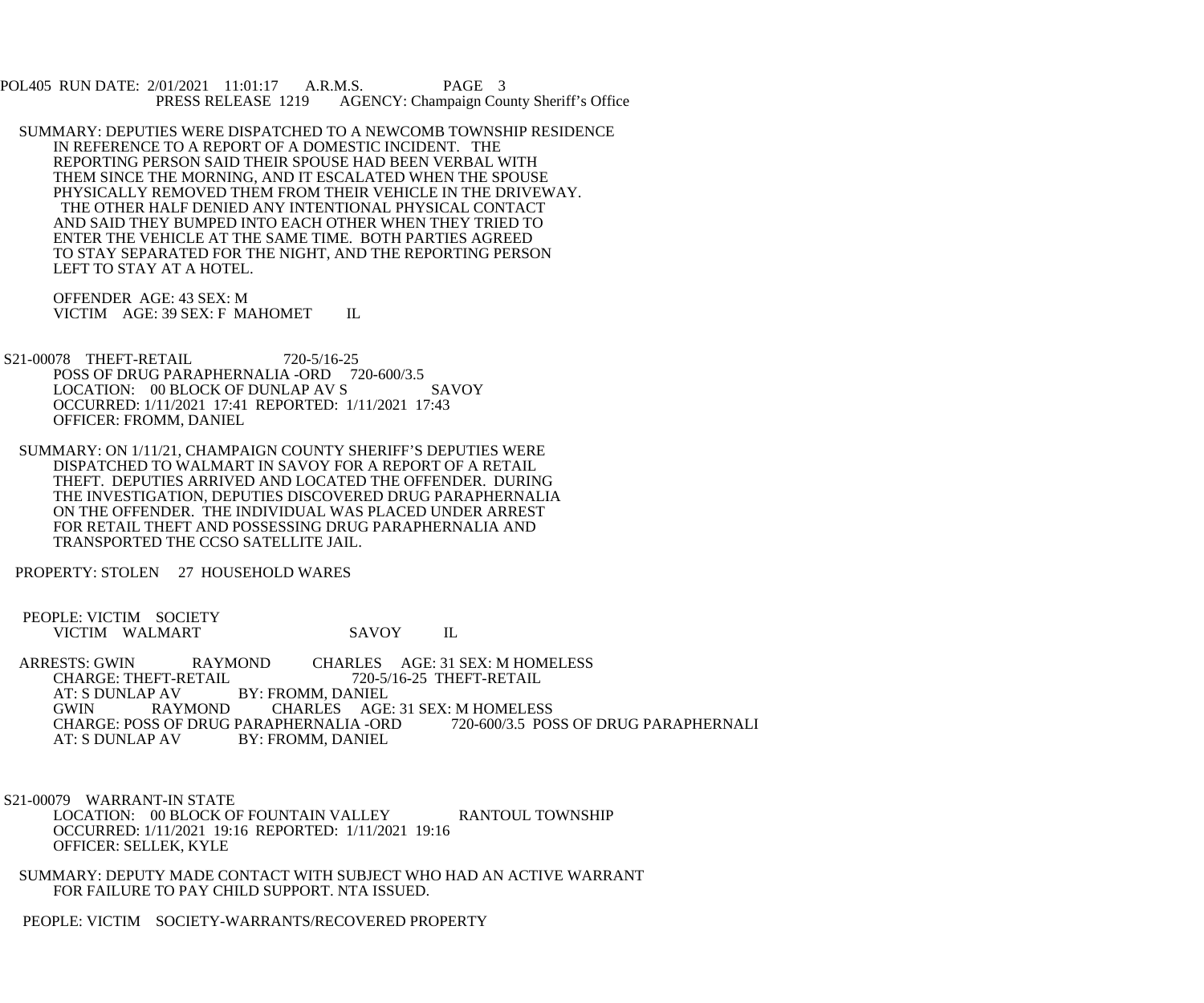SUMMARY: DEPUTIES WERE DISPATCHED TO A NEWCOMB TOWNSHIP RESIDENCE IN REFERENCE TO A REPORT OF A DOMESTIC INCIDENT. THE REPORTING PERSON SAID THEIR SPOUSE HAD BEEN VERBAL WITH THEM SINCE THE MORNING, AND IT ESCALATED WHEN THE SPOUSE PHYSICALLY REMOVED THEM FROM THEIR VEHICLE IN THE DRIVEWAY. THE OTHER HALF DENIED ANY INTENTIONAL PHYSICAL CONTACT AND SAID THEY BUMPED INTO EACH OTHER WHEN THEY TRIED TO ENTER THE VEHICLE AT THE SAME TIME. BOTH PARTIES AGREED TO STAY SEPARATED FOR THE NIGHT, AND THE REPORTING PERSON LEFT TO STAY AT A HOTEL.

OFFENDER AGE: 43 SEX: M
VICTIM AGE: 39 SEX: F MAHOMET IL

S21-00078 THEFT-RETAIL 720-5/16-25
POSS OF DRUG PARAPHERNALIA -ORD 720-600/3.5
LOCATION: 00 BLOCK OF DUNLAP AV S SAVOY
OCCURRED: 1/11/2021 17:41 REPORTED: 1/11/2021 17:43
OFFICER: FROMM, DANIEL

SUMMARY: ON 1/11/21, CHAMPAIGN COUNTY SHERIFF'S DEPUTIES WERE DISPATCHED TO WALMART IN SAVOY FOR A REPORT OF A RETAIL THEFT. DEPUTIES ARRIVED AND LOCATED THE OFFENDER. DURING THE INVESTIGATION, DEPUTIES DISCOVERED DRUG PARAPHERNALIA ON THE OFFENDER. THE INDIVIDUAL WAS PLACED UNDER ARREST FOR RETAIL THEFT AND POSSESSING DRUG PARAPHERNALIA AND TRANSPORTED THE CCSO SATELLITE JAIL.

PROPERTY: STOLEN 27 HOUSEHOLD WARES

PEOPLE: VICTIM SOCIETY
VICTIM WALMART SAVOY IL

ARRESTS: GWIN RAYMOND CHARLES AGE: 31 SEX: M HOMELESS
CHARGE: THEFT-RETAIL 720-5/16-25 THEFT-RETAIL
AT: S DUNLAP AV BY: FROMM, DANIEL
GWIN RAYMOND CHARLES AGE: 31 SEX: M HOMELESS
CHARGE: POSS OF DRUG PARAPHERNALIA -ORD 720-600/3.5 POSS OF DRUG PARAPHERNALI
AT: S DUNLAP AV BY: FROMM, DANIEL

S21-00079 WARRANT-IN STATE
LOCATION: 00 BLOCK OF FOUNTAIN VALLEY RANTOUL TOWNSHIP
OCCURRED: 1/11/2021 19:16 REPORTED: 1/11/2021 19:16
OFFICER: SELLEK, KYLE

SUMMARY: DEPUTY MADE CONTACT WITH SUBJECT WHO HAD AN ACTIVE WARRANT FOR FAILURE TO PAY CHILD SUPPORT. NTA ISSUED.

PEOPLE: VICTIM SOCIETY-WARRANTS/RECOVERED PROPERTY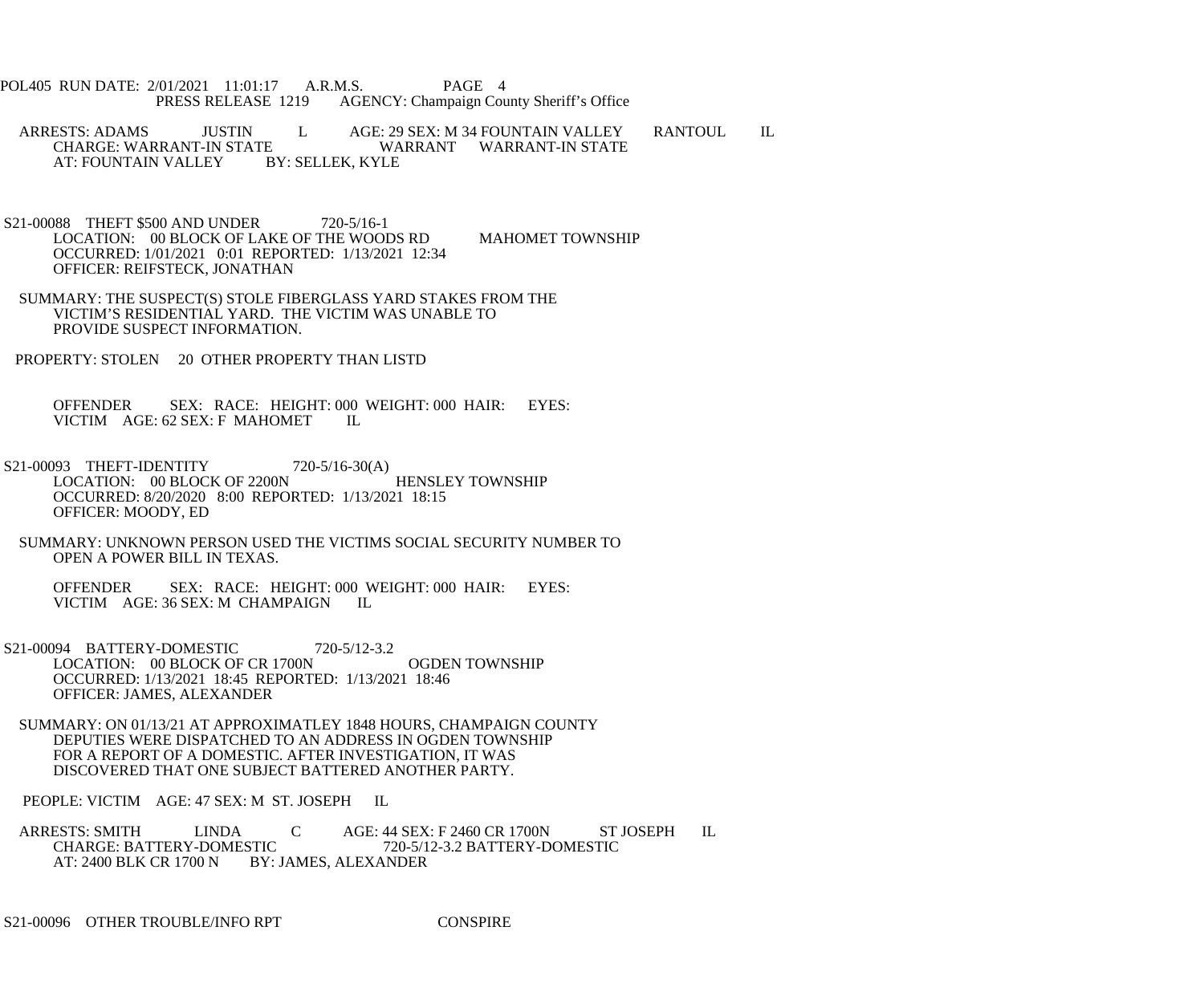POL405 RUN DATE: 2/01/2021 11:01:17 A.R.M.S. PAGE 4
PRESS RELEASE 1219 AGENCY: Champaign County Sheriff's Office

ARRESTS: ADAMS JUSTIN L AGE: 29 SEX: M 34 FOUNTAIN VALLEY RANTOUL IL
CHARGE: WARRANT-IN STATE WARRANT WARRANT-IN STATE
AT: FOUNTAIN VALLEY BY: SELLEK, KYLE

S21-00088 THEFT $500 AND UNDER 720-5/16-1
LOCATION: 00 BLOCK OF LAKE OF THE WOODS RD MAHOMET TOWNSHIP
OCCURRED: 1/01/2021 0:01 REPORTED: 1/13/2021 12:34
OFFICER: REIFSTECK, JONATHAN

SUMMARY: THE SUSPECT(S) STOLE FIBERGLASS YARD STAKES FROM THE VICTIM'S RESIDENTIAL YARD. THE VICTIM WAS UNABLE TO PROVIDE SUSPECT INFORMATION.

PROPERTY: STOLEN 20 OTHER PROPERTY THAN LISTD

OFFENDER SEX: RACE: HEIGHT: 000 WEIGHT: 000 HAIR: EYES:
VICTIM AGE: 62 SEX: F MAHOMET IL

S21-00093 THEFT-IDENTITY 720-5/16-30(A)
LOCATION: 00 BLOCK OF 2200N HENSLEY TOWNSHIP
OCCURRED: 8/20/2020 8:00 REPORTED: 1/13/2021 18:15
OFFICER: MOODY, ED

SUMMARY: UNKNOWN PERSON USED THE VICTIMS SOCIAL SECURITY NUMBER TO OPEN A POWER BILL IN TEXAS.

OFFENDER SEX: RACE: HEIGHT: 000 WEIGHT: 000 HAIR: EYES:
VICTIM AGE: 36 SEX: M CHAMPAIGN IL

S21-00094 BATTERY-DOMESTIC 720-5/12-3.2
LOCATION: 00 BLOCK OF CR 1700N OGDEN TOWNSHIP
OCCURRED: 1/13/2021 18:45 REPORTED: 1/13/2021 18:46
OFFICER: JAMES, ALEXANDER

SUMMARY: ON 01/13/21 AT APPROXIMATLEY 1848 HOURS, CHAMPAIGN COUNTY DEPUTIES WERE DISPATCHED TO AN ADDRESS IN OGDEN TOWNSHIP FOR A REPORT OF A DOMESTIC. AFTER INVESTIGATION, IT WAS DISCOVERED THAT ONE SUBJECT BATTERED ANOTHER PARTY.

PEOPLE: VICTIM AGE: 47 SEX: M ST. JOSEPH IL

ARRESTS: SMITH LINDA C AGE: 44 SEX: F 2460 CR 1700N ST JOSEPH IL
CHARGE: BATTERY-DOMESTIC 720-5/12-3.2 BATTERY-DOMESTIC
AT: 2400 BLK CR 1700 N BY: JAMES, ALEXANDER

S21-00096 OTHER TROUBLE/INFO RPT CONSPIRE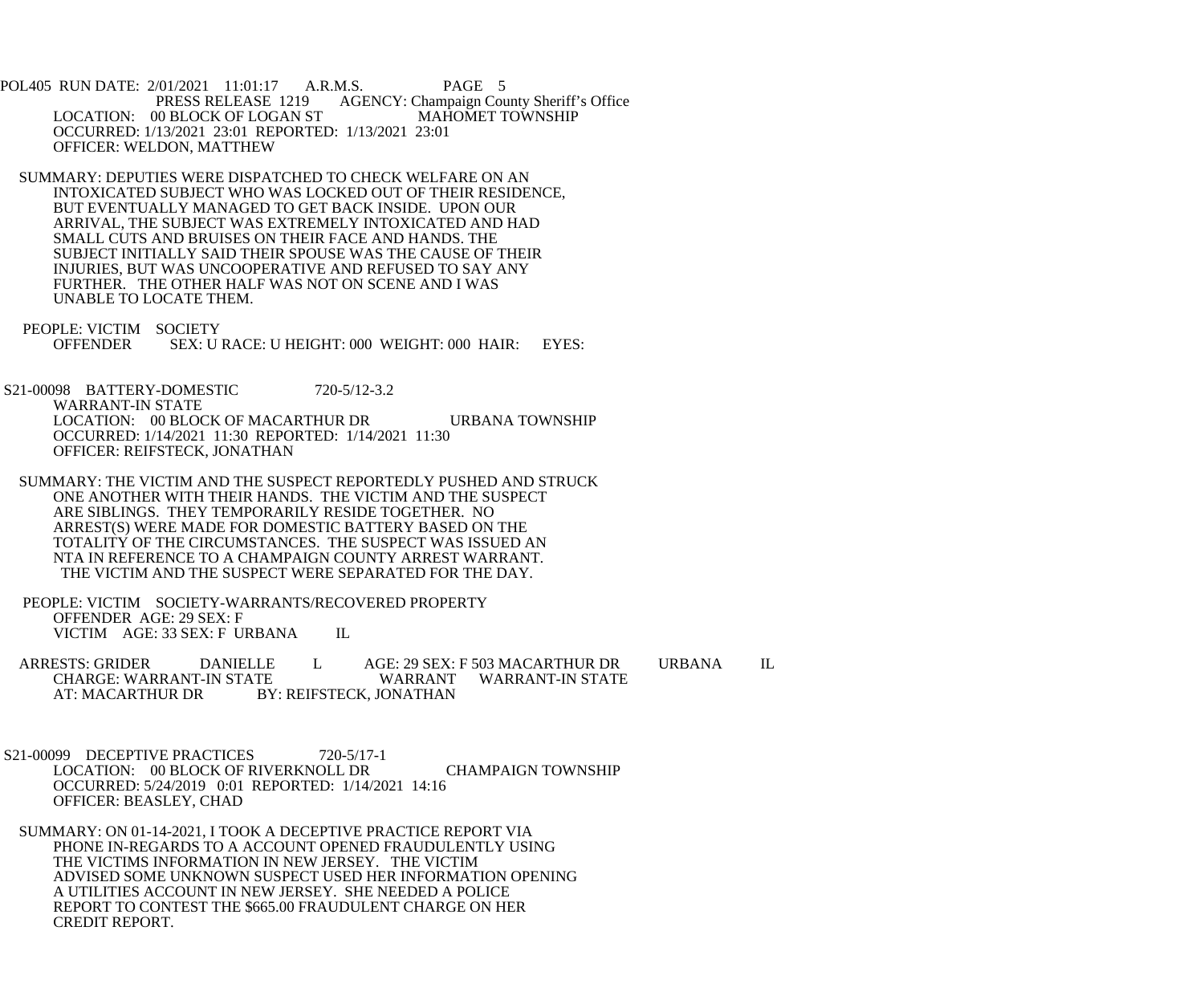POL405 RUN DATE: 2/01/2021 11:01:17 A.R.M.S. PAGE 5
PRESS RELEASE 1219 AGENCY: Champaign County Sheriff's Office
LOCATION: 00 BLOCK OF LOGAN ST MAHOMET TOWNSHIP
OCCURRED: 1/13/2021 23:01 REPORTED: 1/13/2021 23:01
OFFICER: WELDON, MATTHEW

SUMMARY: DEPUTIES WERE DISPATCHED TO CHECK WELFARE ON AN INTOXICATED SUBJECT WHO WAS LOCKED OUT OF THEIR RESIDENCE, BUT EVENTUALLY MANAGED TO GET BACK INSIDE. UPON OUR ARRIVAL, THE SUBJECT WAS EXTREMELY INTOXICATED AND HAD SMALL CUTS AND BRUISES ON THEIR FACE AND HANDS. THE SUBJECT INITIALLY SAID THEIR SPOUSE WAS THE CAUSE OF THEIR INJURIES, BUT WAS UNCOOPERATIVE AND REFUSED TO SAY ANY FURTHER. THE OTHER HALF WAS NOT ON SCENE AND I WAS UNABLE TO LOCATE THEM.

PEOPLE: VICTIM SOCIETY
OFFENDER SEX: U RACE: U HEIGHT: 000 WEIGHT: 000 HAIR: EYES:

S21-00098 BATTERY-DOMESTIC 720-5/12-3.2
WARRANT-IN STATE
LOCATION: 00 BLOCK OF MACARTHUR DR URBANA TOWNSHIP
OCCURRED: 1/14/2021 11:30 REPORTED: 1/14/2021 11:30
OFFICER: REIFSTECK, JONATHAN

SUMMARY: THE VICTIM AND THE SUSPECT REPORTEDLY PUSHED AND STRUCK ONE ANOTHER WITH THEIR HANDS. THE VICTIM AND THE SUSPECT ARE SIBLINGS. THEY TEMPORARILY RESIDE TOGETHER. NO ARREST(S) WERE MADE FOR DOMESTIC BATTERY BASED ON THE TOTALITY OF THE CIRCUMSTANCES. THE SUSPECT WAS ISSUED AN NTA IN REFERENCE TO A CHAMPAIGN COUNTY ARREST WARRANT. THE VICTIM AND THE SUSPECT WERE SEPARATED FOR THE DAY.

PEOPLE: VICTIM SOCIETY-WARRANTS/RECOVERED PROPERTY
OFFENDER AGE: 29 SEX: F
VICTIM AGE: 33 SEX: F URBANA IL

ARRESTS: GRIDER DANIELLE L AGE: 29 SEX: F 503 MACARTHUR DR URBANA IL
CHARGE: WARRANT-IN STATE WARRANT WARRANT-IN STATE
AT: MACARTHUR DR BY: REIFSTECK, JONATHAN

S21-00099 DECEPTIVE PRACTICES 720-5/17-1
LOCATION: 00 BLOCK OF RIVERKNOLL DR CHAMPAIGN TOWNSHIP
OCCURRED: 5/24/2019 0:01 REPORTED: 1/14/2021 14:16
OFFICER: BEASLEY, CHAD

SUMMARY: ON 01-14-2021, I TOOK A DECEPTIVE PRACTICE REPORT VIA PHONE IN-REGARDS TO A ACCOUNT OPENED FRAUDULENTLY USING THE VICTIMS INFORMATION IN NEW JERSEY. THE VICTIM ADVISED SOME UNKNOWN SUSPECT USED HER INFORMATION OPENING A UTILITIES ACCOUNT IN NEW JERSEY. SHE NEEDED A POLICE REPORT TO CONTEST THE $665.00 FRAUDULENT CHARGE ON HER CREDIT REPORT.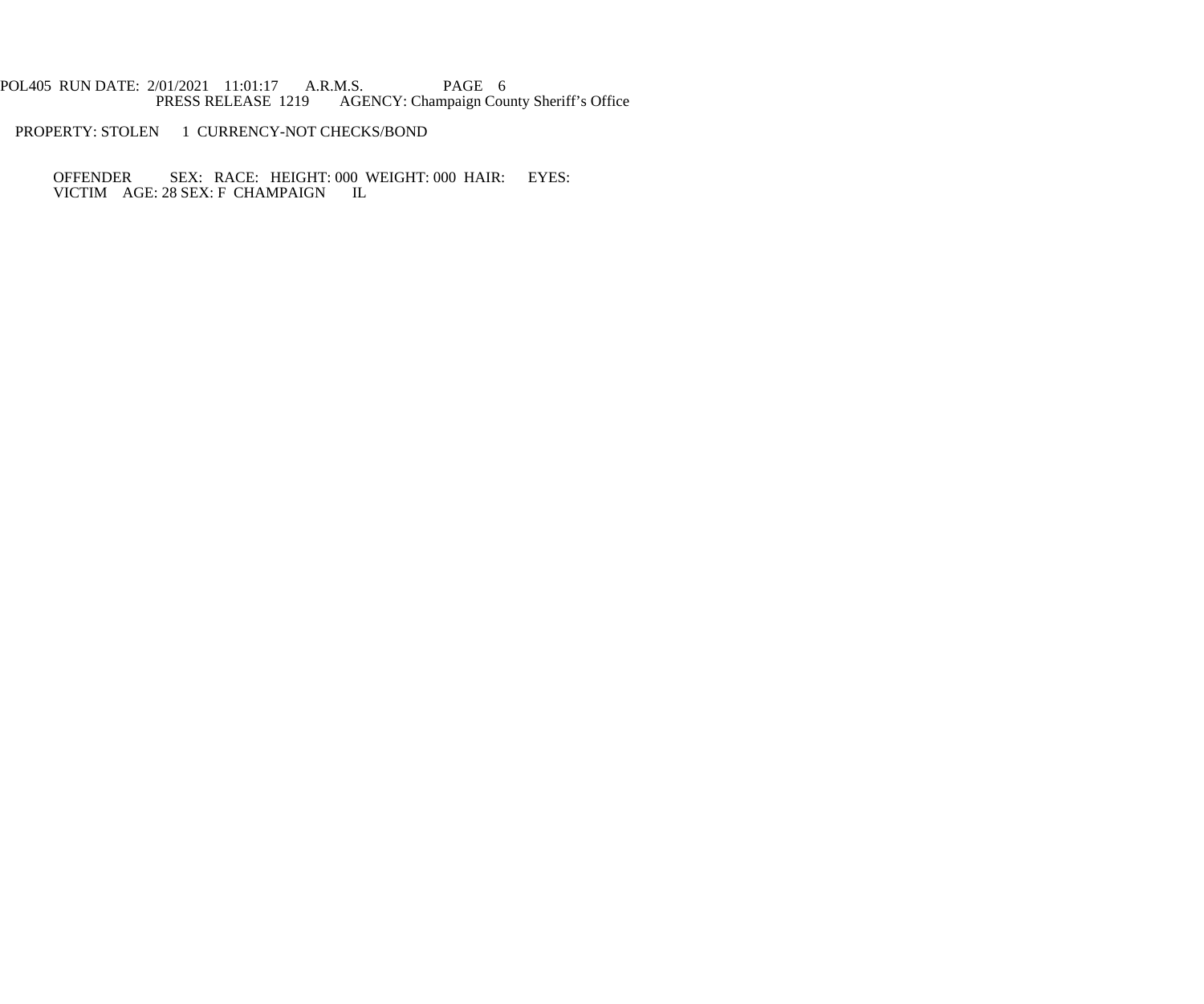PROPERTY: STOLEN 1 CURRENCY-NOT CHECKS/BOND

OFFENDER SEX: RACE: HEIGHT: 000 WEIGHT: 000 HAIR: EYES:
VICTIM AGE: 28 SEX: F CHAMPAIGN IL